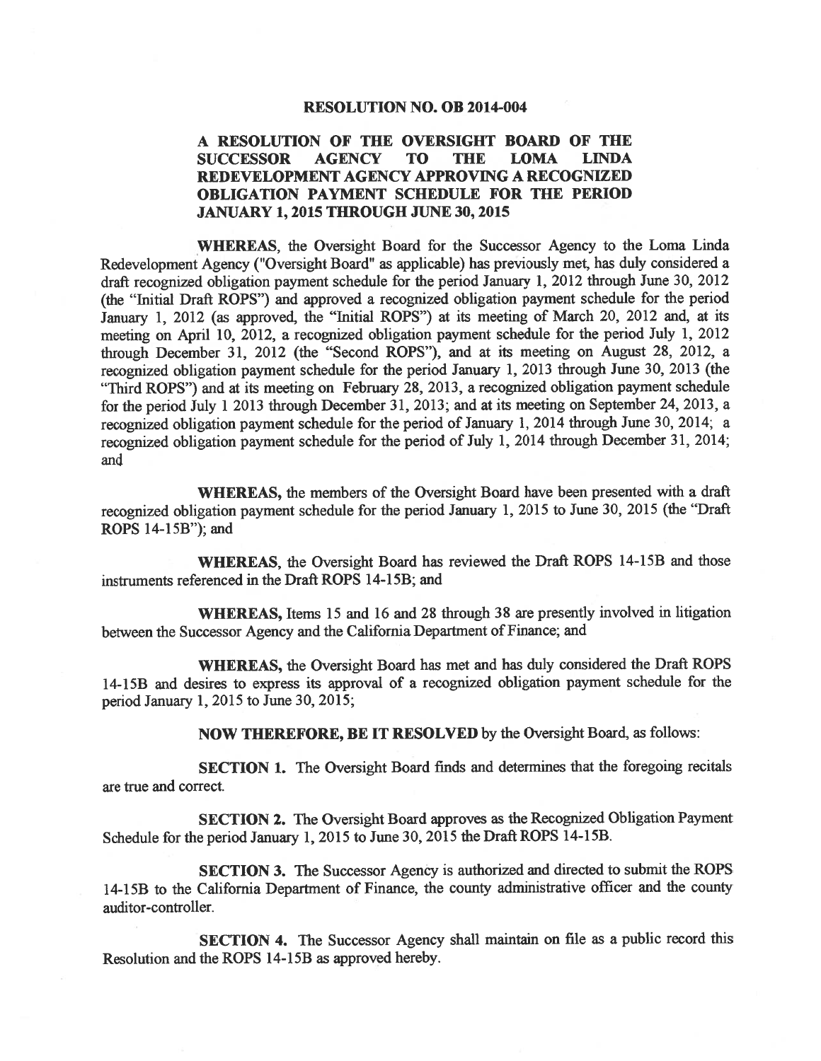# RESOLUTION NO. OB 2014-004

## A RESOLUTION OF THE OVERSIGHT BOARD OF THE SUCCESSOR AGENCY TO THE LOMA LINDA REDEVELOPMENT AGENCY APPROVING A RECOGNIZED OBLIGATION PAYMENT SCHEDULE FOR THE PERIOD JANUARY 1, 2015 THROUGH JUNE 30, 2015

**WHEREAS**, the Oversight Board for the Successor Agency to the Loma Linda Redevelopment Agency ("Oversight Board" as applicable) has previously met, has duly considered a draft recognized obligation payment schedule for the period January 1, 2012 through June 30, 2012 (the "Initial Draft ROPS") and approved a recognized obligation payment schedule for the period January 1, 2012 (as approved, the "Initial ROPS") at its meeting of March 20, 2012 and, at its meeting on April 10, 2012, a recognized obligation payment schedule for the period July 1, 2012 through December 31, 2012 (the "Second ROPS"), and at its meeting on August 28, 2012, a recognized obligation payment schedule for the period January 1, 2013 through June 30, 2013 (the "Third ROPS") and at its meeting on February 28, 2013, a recognized obligation payment schedule for the period July 1 2013 through December 31, 2013; and at its meeting on September 24, 2013, a recognized obligation payment schedule for the period of January 1, 2014 through June 30, 2014; a recognized obligation payment schedule for the period of July 1, 2014 through December 31, 2014; and

**WHEREAS,** the members of the Oversight Board have been presented with a draft recognized obligation payment schedule for the period January 1, 2015 to June 30, 2015 (the "Draft ROPS 14-15B"); and

**WHEREAS,** the Oversight Board has reviewed the Draft ROPS 14-15B and those instruments referenced in the Draft ROPS 14-15B; and

**WHEREAS,** Items 15 and 16 and 28 through 38 are presently involved in litigation between the Successor Agency and the California Department of Finance; and

**WHEREAS,** the Oversight Board has met and has duly considered the Draft ROPS 14-15B and desires to express its approval of a recognized obligation payment schedule for the period January 1, 2015 to June 30, 2015;

**NOW THEREFORE, BE IT RESOLVED** by the Oversight Board, as follows:

**SECTION 1.** The Oversight Board finds and determines that the foregoing recitals are true and correct.

**SECTION 2.** The Oversight Board approves as the Recognized Obligation Payment Schedule for the period January 1, 2015 to June 30, 2015 the Draft ROPS 14-15B.

**SECTION 3.** The Successor Agency is authorized and directed to submit the ROPS 14-15B to the California Department of Finance, the county administrative officer and the county auditor-controller.

**SECTION 4.** The Successor Agency shall maintain on file as a public record this Resolution and the ROPS 14-15B as approved hereby.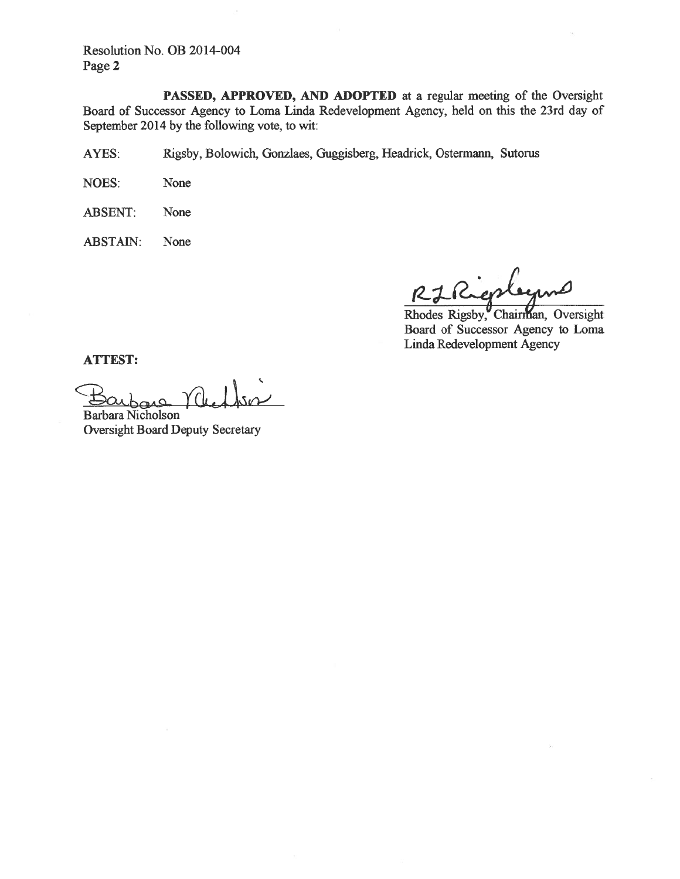Resolution No. OB 2014-004
Page 2

**PASSED, APPROVED, AND ADOPTED** at a regular meeting of the Oversight Board of Successor Agency to Loma Linda Redevelopment Agency, held on this the 23rd day of September 2014 by the following vote, to wit:

AYES: Rigsby, Bolowich, Gonzlaes, Guggisberg, Headrick, Ostermann, Sutorus

NOES: None

ABSENT: None

ABSTAIN: None

Rhodes Rigsby, Chairman, Oversight Board of Successor Agency to Loma Linda Redevelopment Agency

**ATTEST:**

Barbara Nicholson
Oversight Board Deputy Secretary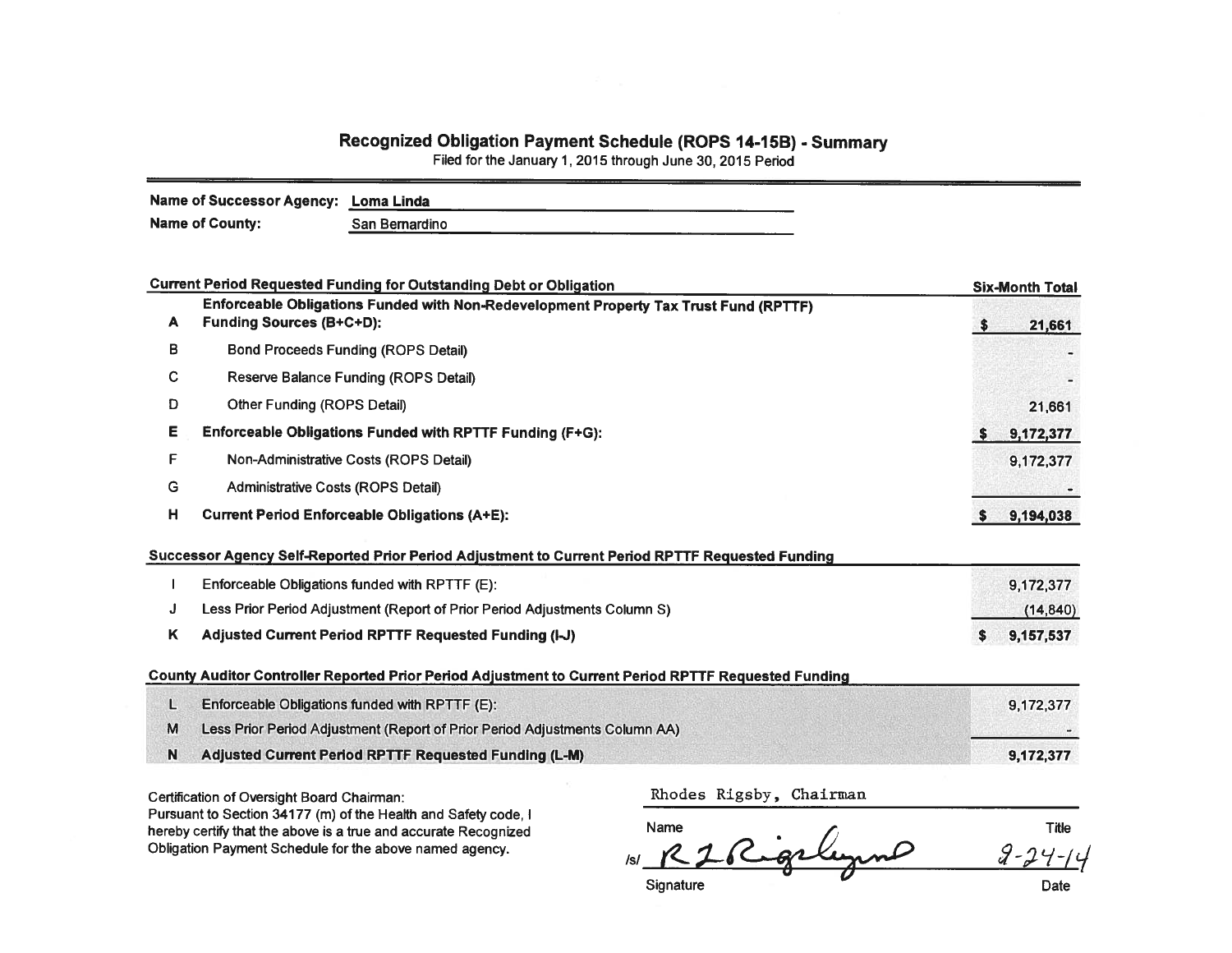# Recognized Obligation Payment Schedule (ROPS 14-15B) - Summary

Filed for the January 1, 2015 through June 30, 2015 Period

**Name of Successor Agency:** Loma Linda
**Name of County:** San Bernardino

| | Current Period Requested Funding for Outstanding Debt or Obligation | Six-Month Total |
|---|---|---|
| **A** | **Enforceable Obligations Funded with Non-Redevelopment Property Tax Trust Fund (RPTTF) Funding Sources (B+C+D):** | **$ 21,661** |
| B | Bond Proceeds Funding (ROPS Detail) | - |
| C | Reserve Balance Funding (ROPS Detail) | - |
| D | Other Funding (ROPS Detail) | 21,661 |
| **E** | **Enforceable Obligations Funded with RPTTF Funding (F+G):** | **$ 9,172,377** |
| F | Non-Administrative Costs (ROPS Detail) | 9,172,377 |
| G | Administrative Costs (ROPS Detail) | - |
| **H** | **Current Period Enforceable Obligations (A+E):** | **$ 9,194,038** |

| | Successor Agency Self-Reported Prior Period Adjustment to Current Period RPTTF Requested Funding | |
|---|---|---|
| I | Enforceable Obligations funded with RPTTF (E): | 9,172,377 |
| J | Less Prior Period Adjustment (Report of Prior Period Adjustments Column S) | (14,840) |
| **K** | **Adjusted Current Period RPTTF Requested Funding (I-J)** | **$ 9,157,537** |

| | County Auditor Controller Reported Prior Period Adjustment to Current Period RPTTF Requested Funding | |
|---|---|---|
| L | Enforceable Obligations funded with RPTTF (E): | 9,172,377 |
| M | Less Prior Period Adjustment (Report of Prior Period Adjustments Column AA) | - |
| **N** | **Adjusted Current Period RPTTF Requested Funding (L-M)** | **9,172,377** |

Certification of Oversight Board Chairman:
Pursuant to Section 34177 (m) of the Health and Safety code, I hereby certify that the above is a true and accurate Recognized Obligation Payment Schedule for the above named agency.

| Rhodes Rigsby, Chairman | |
|---|---|
| Name | Title |
| /s/ R L Rigsby | 9-24-14 |
| Signature | Date |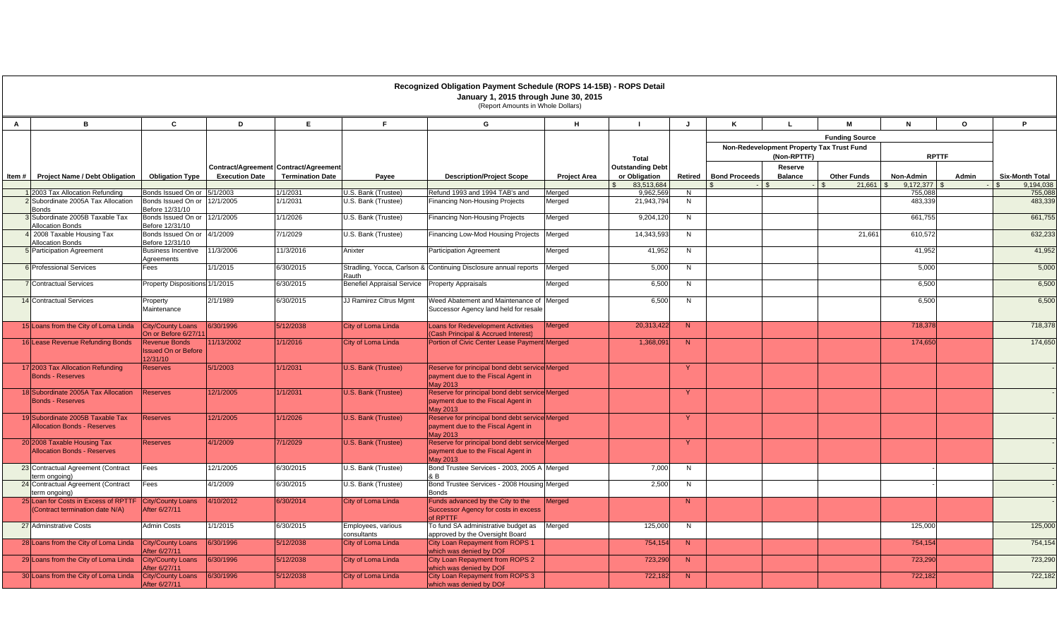# Recognized Obligation Payment Schedule (ROPS 14-15B) - ROPS Detail

**January 1, 2015 through June 30, 2015**

(Report Amounts in Whole Dollars)

| A | B | C | D | E | F | G | H | I | J | K | L | M | N | O | P |
|---|---|---|---|---|---|---|---|---|---|---|---|---|---|---|---|
| | | | | | | | | | | Funding Source | | | | | |
| | | | | | | | | | | Non-Redevelopment Property Tax Trust Fund (Non-RPTTF) | | | RPTTF | | |
| Item # | Project Name / Debt Obligation | Obligation Type | Contract/Agreement Execution Date | Contract/Agreement Termination Date | Payee | Description/Project Scope | Project Area | Total Outstanding Debt or Obligation | Retired | Bond Proceeds | Reserve Balance | Other Funds | Non-Admin | Admin | Six-Month Total |
| | | | | | | | | $ 83,513,684 | | $ - | $ - | $ 21,661 | $ 9,172,377 | $ - | $ 9,194,038 |
| 1 | 2003 Tax Allocation Refunding | Bonds Issued On or Before 12/31/10 | 5/1/2003 | 1/1/2031 | U.S. Bank (Trustee) | Refund 1993 and 1994 TAB's and | Merged | 9,962,569 | N | | | | 755,088 | | 755,088 |
| 2 | Subordinate 2005A Tax Allocation Bonds | Bonds Issued On or Before 12/31/10 | 12/1/2005 | 1/1/2031 | U.S. Bank (Trustee) | Financing Non-Housing Projects | Merged | 21,943,794 | N | | | | 483,339 | | 483,339 |
| 3 | Subordinate 2005B Taxable Tax Allocation Bonds | Bonds Issued On or Before 12/31/10 | 12/1/2005 | 1/1/2026 | U.S. Bank (Trustee) | Financing Non-Housing Projects | Merged | 9,204,120 | N | | | | 661,755 | | 661,755 |
| 4 | 2008 Taxable Housing Tax Allocation Bonds | Bonds Issued On or Before 12/31/10 | 4/1/2009 | 7/1/2029 | U.S. Bank (Trustee) | Financing Low-Mod Housing Projects | Merged | 14,343,593 | N | | | 21,661 | 610,572 | | 632,233 |
| 5 | Participation Agreement | Business Incentive Agreements | 11/3/2006 | 11/3/2016 | Anixter | Participation Agreement | Merged | 41,952 | N | | | | 41,952 | | 41,952 |
| 6 | Professional Services | Fees | 1/1/2015 | 6/30/2015 | Stradling, Yocca, Carlson & Rauth | Continuing Disclosure annual reports | Merged | 5,000 | N | | | | 5,000 | | 5,000 |
| 7 | Contractual Services | Property Dispositions | 1/1/2015 | 6/30/2015 | Benefiel Appraisal Service | Property Appraisals | Merged | 6,500 | N | | | | 6,500 | | 6,500 |
| 14 | Contractual Services | Property Maintenance | 2/1/1989 | 6/30/2015 | JJ Ramirez Citrus Mgmt | Weed Abatement and Maintenance of Successor Agency land held for resale | Merged | 6,500 | N | | | | 6,500 | | 6,500 |
| 15 | Loans from the City of Loma Linda | City/County Loans On or Before 6/27/11 | 6/30/1996 | 5/12/2038 | City of Loma Linda | Loans for Redevelopment Activities (Cash Principal & Accrued Interest) | Merged | 20,313,422 | N | | | | 718,378 | | 718,378 |
| 16 | Lease Revenue Refunding Bonds | Revenue Bonds Issued On or Before 12/31/10 | 11/13/2002 | 1/1/2016 | City of Loma Linda | Portion of Civic Center Lease Payment | Merged | 1,368,091 | N | | | | 174,650 | | 174,650 |
| 17 | 2003 Tax Allocation Refunding Bonds - Reserves | Reserves | 5/1/2003 | 1/1/2031 | U.S. Bank (Trustee) | Reserve for principal bond debt service payment due to the Fiscal Agent in May 2013 | Merged | | Y | | | | | | - |
| 18 | Subordinate 2005A Tax Allocation Bonds - Reserves | Reserves | 12/1/2005 | 1/1/2031 | U.S. Bank (Trustee) | Reserve for principal bond debt service payment due to the Fiscal Agent in May 2013 | Merged | | Y | | | | | | - |
| 19 | Subordinate 2005B Taxable Tax Allocation Bonds - Reserves | Reserves | 12/1/2005 | 1/1/2026 | U.S. Bank (Trustee) | Reserve for principal bond debt service payment due to the Fiscal Agent in May 2013 | Merged | | Y | | | | | | - |
| 20 | 2008 Taxable Housing Tax Allocation Bonds - Reserves | Reserves | 4/1/2009 | 7/1/2029 | U.S. Bank (Trustee) | Reserve for principal bond debt service payment due to the Fiscal Agent in May 2013 | Merged | | Y | | | | | | - |
| 23 | Contractual Agreement (Contract term ongoing) | Fees | 12/1/2005 | 6/30/2015 | U.S. Bank (Trustee) | Bond Trustee Services - 2003, 2005 A & B | Merged | 7,000 | N | | | | - | | - |
| 24 | Contractual Agreement (Contract term ongoing) | Fees | 4/1/2009 | 6/30/2015 | U.S. Bank (Trustee) | Bond Trustee Services - 2008 Housing Bonds | Merged | 2,500 | N | | | | - | | - |
| 25 | Loan for Costs in Excess of RPTTF (Contract termination date N/A) | City/County Loans After 6/27/11 | 4/10/2012 | 6/30/2014 | City of Loma Linda | Funds advanced by the City to the Successor Agency for costs in excess of RPTTF | Merged | | N | | | | | | - |
| 27 | Adminstrative Costs | Admin Costs | 1/1/2015 | 6/30/2015 | Employees, various consultants | To fund SA administrative budget as approved by the Oversight Board | Merged | 125,000 | N | | | | 125,000 | | 125,000 |
| 28 | Loans from the City of Loma Linda | City/County Loans After 6/27/11 | 6/30/1996 | 5/12/2038 | City of Loma Linda | City Loan Repayment from ROPS 1 which was denied by DOF | | 754,154 | N | | | | 754,154 | | 754,154 |
| 29 | Loans from the City of Loma Linda | City/County Loans After 6/27/11 | 6/30/1996 | 5/12/2038 | City of Loma Linda | City Loan Repayment from ROPS 2 which was denied by DOF | | 723,290 | N | | | | 723,290 | | 723,290 |
| 30 | Loans from the City of Loma Linda | City/County Loans After 6/27/11 | 6/30/1996 | 5/12/2038 | City of Loma Linda | City Loan Repayment from ROPS 3 which was denied by DOF | | 722,182 | N | | | | 722,182 | | 722,182 |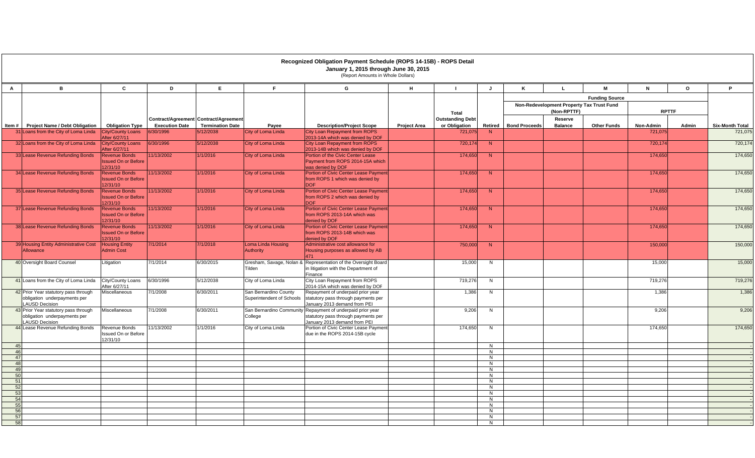# Recognized Obligation Payment Schedule (ROPS 14-15B) - ROPS Detail

**January 1, 2015 through June 30, 2015**

(Report Amounts in Whole Dollars)

| A | B | C | D | E | F | G | H | I | J | K | L | M | N | O | P |
|---|---|---|---|---|---|---|---|---|---|---|---|---|---|---|---|
| | | | | | | | | | | Funding Source | | | | | |
| | | | | | | | | | | Non-Redevelopment Property Tax Trust Fund (Non-RPTTF) | | | RPTTF | | |
| Item # | Project Name / Debt Obligation | Obligation Type | Contract/Agreement Execution Date | Contract/Agreement Termination Date | Payee | Description/Project Scope | Project Area | Total Outstanding Debt or Obligation | Retired | Bond Proceeds | Reserve Balance | Other Funds | Non-Admin | Admin | Six-Month Total |
| 31 | Loans from the City of Loma Linda | City/County Loans After 6/27/11 | 6/30/1996 | 5/12/2038 | City of Loma Linda | City Loan Repayment from ROPS 2013-14A which was denied by DOF | | 721,075 | N | | | | 721,075 | | 721,075 |
| 32 | Loans from the City of Loma Linda | City/County Loans After 6/27/11 | 6/30/1996 | 5/12/2038 | City of Loma Linda | City Loan Repayment from ROPS 2013-14B which was denied by DOF | | 720,174 | N | | | | 720,174 | | 720,174 |
| 33 | Lease Revenue Refunding Bonds | Revenue Bonds Issued On or Before 12/31/10 | 11/13/2002 | 1/1/2016 | City of Loma Linda | Portion of the Civic Center Lease Payment from ROPS 2014-15A which was denied by DOF | | 174,650 | N | | | | 174,650 | | 174,650 |
| 34 | Lease Revenue Refunding Bonds | Revenue Bonds Issued On or Before 12/31/10 | 11/13/2002 | 1/1/2016 | City of Loma Linda | Portion of Civic Center Lease Payment from ROPS 1 which was denied by DOF | | 174,650 | N | | | | 174,650 | | 174,650 |
| 35 | Lease Revenue Refunding Bonds | Revenue Bonds Issued On or Before 12/31/10 | 11/13/2002 | 1/1/2016 | City of Loma Linda | Portion of Civic Center Lease Payment from ROPS 2 which was denied by DOF | | 174,650 | N | | | | 174,650 | | 174,650 |
| 37 | Lease Revenue Refunding Bonds | Revenue Bonds Issued On or Before 12/31/10 | 11/13/2002 | 1/1/2016 | City of Loma Linda | Portion of Civic Center Lease Payment from ROPS 2013-14A which was denied by DOF | | 174,650 | N | | | | 174,650 | | 174,650 |
| 38 | Lease Revenue Refunding Bonds | Revenue Bonds Issued On or Before 12/31/10 | 11/13/2002 | 1/1/2016 | City of Loma Linda | Portion of Civic Center Lease Payment from ROPS 2013-14B which was denied by DOF | | 174,650 | N | | | | 174,650 | | 174,650 |
| 39 | Housing Entity Administrative Cost Allowance | Housing Entity Admin Cost | 7/1/2014 | 7/1/2018 | Loma Linda Housing Authority | Administrative cost allowance for Housing purposes as allowed by AB 471 | | 750,000 | N | | | | 150,000 | | 150,000 |
| 40 | Oversight Board Counsel | Litigation | 7/1/2014 | 6/30/2015 | Gresham, Savage, Nolan & Tilden | Representation of the Oversight Board in litigation with the Department of Finance | | 15,000 | N | | | | 15,000 | | 15,000 |
| 41 | Loans from the City of Loma Linda | City/County Loans After 6/27/11 | 6/30/1996 | 5/12/2038 | City of Loma Linda | City Loan Repayment from ROPS 2014-15A which was denied by DOF | | 719,276 | N | | | | 719,276 | | 719,276 |
| 42 | Prior Year statutory pass through obligation underpayments per LAUSD Decision | Miscellaneous | 7/1/2008 | 6/30/2011 | San Bernardino County Superintendent of Schools | Repayment of underpaid prior year statutory pass through payments per January 2013 demand from PEI | | 1,386 | N | | | | 1,386 | | 1,386 |
| 43 | Prior Year statutory pass through obligation underpayments per LAUSD Decision | Miscellaneous | 7/1/2008 | 6/30/2011 | San Bernardino Community College | Repayment of underpaid prior year statutory pass through payments per January 2013 demand from PEI | | 9,206 | N | | | | 9,206 | | 9,206 |
| 44 | Lease Revenue Refunding Bonds | Revenue Bonds Issued On or Before 12/31/10 | 11/13/2002 | 1/1/2016 | City of Loma Linda | Portion of Civic Center Lease Payment due in the ROPS 2014-15B cycle | | 174,650 | N | | | | 174,650 | | 174,650 |
| 45 | | | | | | | | | N | | | | | | - |
| 46 | | | | | | | | | N | | | | | | - |
| 47 | | | | | | | | | N | | | | | | - |
| 48 | | | | | | | | | N | | | | | | - |
| 49 | | | | | | | | | N | | | | | | - |
| 50 | | | | | | | | | N | | | | | | - |
| 51 | | | | | | | | | N | | | | | | - |
| 52 | | | | | | | | | N | | | | | | - |
| 53 | | | | | | | | | N | | | | | | - |
| 54 | | | | | | | | | N | | | | | | - |
| 55 | | | | | | | | | N | | | | | | - |
| 56 | | | | | | | | | N | | | | | | - |
| 57 | | | | | | | | | N | | | | | | - |
| 58 | | | | | | | | | N | | | | | | - |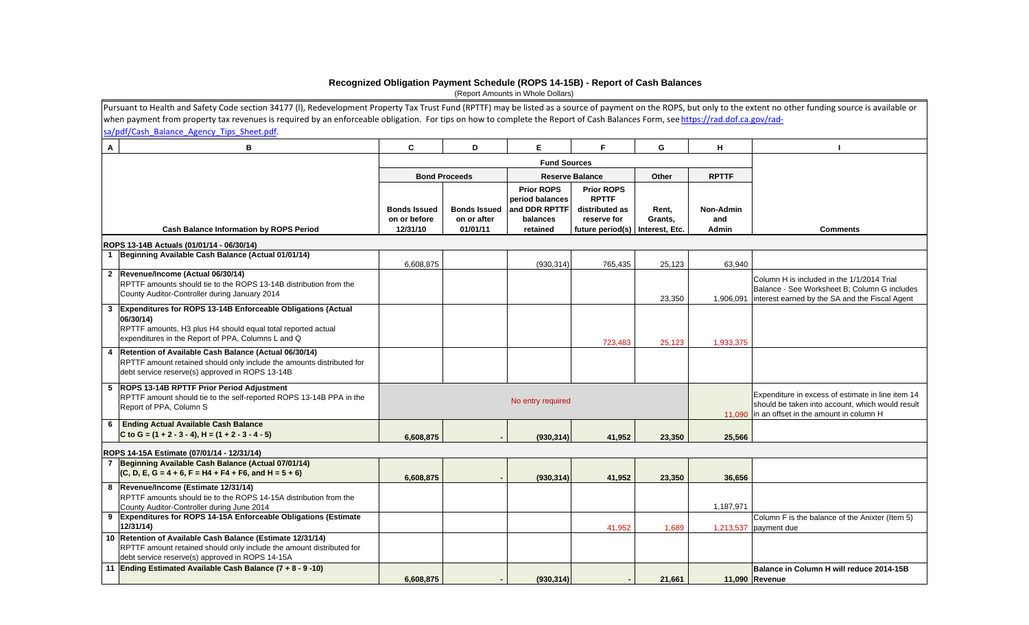# Recognized Obligation Payment Schedule (ROPS 14-15B) - Report of Cash Balances

(Report Amounts in Whole Dollars)

Pursuant to Health and Safety Code section 34177 (l), Redevelopment Property Tax Trust Fund (RPTTF) may be listed as a source of payment on the ROPS, but only to the extent no other funding source is available or when payment from property tax revenues is required by an enforceable obligation. For tips on how to complete the Report of Cash Balances Form, see https://rad.dof.ca.gov/rad-sa/pdf/Cash_Balance_Agency_Tips_Sheet.pdf.

| A | B | C | D | E | F | G | H | I |
|---|---|---|---|---|---|---|---|---|
| | | Fund Sources | | | | | | |
| | | Bond Proceeds | | Reserve Balance | | Other | RPTTF | |
| | Cash Balance Information by ROPS Period | Bonds Issued on or before 12/31/10 | Bonds Issued on or after 01/01/11 | Prior ROPS period balances and DDR RPTTF balances retained | Prior ROPS RPTTF distributed as reserve for future period(s) | Rent, Grants, Interest, Etc. | Non-Admin and Admin | Comments |
| | **ROPS 13-14B Actuals (01/01/14 - 06/30/14)** | | | | | | | |
| 1 | **Beginning Available Cash Balance (Actual 01/01/14)** | 6,608,875 | | (930,314) | 765,435 | 25,123 | 63,940 | |
| 2 | **Revenue/Income (Actual 06/30/14)** RPTTF amounts should tie to the ROPS 13-14B distribution from the County Auditor-Controller during January 2014 | | | | | 23,350 | 1,906,091 | Column H is included in the 1/1/2014 Trial Balance - See Worksheet B; Column G includes interest earned by the SA and the Fiscal Agent |
| 3 | **Expenditures for ROPS 13-14B Enforceable Obligations (Actual 06/30/14)** RPTTF amounts, H3 plus H4 should equal total reported actual expenditures in the Report of PPA, Columns L and Q | | | | 723,483 | 25,123 | 1,933,375 | |
| 4 | **Retention of Available Cash Balance (Actual 06/30/14)** RPTTF amount retained should only include the amounts distributed for debt service reserve(s) approved in ROPS 13-14B | | | | | | | |
| 5 | **ROPS 13-14B RPTTF Prior Period Adjustment** RPTTF amount should tie to the self-reported ROPS 13-14B PPA in the Report of PPA, Column S | No entry required | | | | | 11,090 | Expenditure in excess of estimate in line item 14 should be taken into account, which would result in an offset in the amount in column H |
| 6 | **Ending Actual Available Cash Balance** C to G = (1 + 2 - 3 - 4), H = (1 + 2 - 3 - 4 - 5) | **6,608,875** | **-** | **(930,314)** | **41,952** | **23,350** | **25,566** | |
| | **ROPS 14-15A Estimate (07/01/14 - 12/31/14)** | | | | | | | |
| 7 | **Beginning Available Cash Balance (Actual 07/01/14)** (C, D, E, G = 4 + 6, F = H4 + F4 + F6, and H = 5 + 6) | **6,608,875** | **-** | **(930,314)** | **41,952** | **23,350** | **36,656** | |
| 8 | **Revenue/Income (Estimate 12/31/14)** RPTTF amounts should tie to the ROPS 14-15A distribution from the County Auditor-Controller during June 2014 | | | | | | 1,187,971 | |
| 9 | **Expenditures for ROPS 14-15A Enforceable Obligations (Estimate 12/31/14)** | | | | 41,952 | 1,689 | 1,213,537 | Column F is the balance of the Anixter (Item 5) payment due |
| 10 | **Retention of Available Cash Balance (Estimate 12/31/14)** RPTTF amount retained should only include the amount distributed for debt service reserve(s) approved in ROPS 14-15A | | | | | | | |
| 11 | **Ending Estimated Available Cash Balance (7 + 8 - 9 -10)** | **6,608,875** | **-** | **(930,314)** | **-** | **21,661** | **11,090** | **Balance in Column H will reduce 2014-15B Revenue** |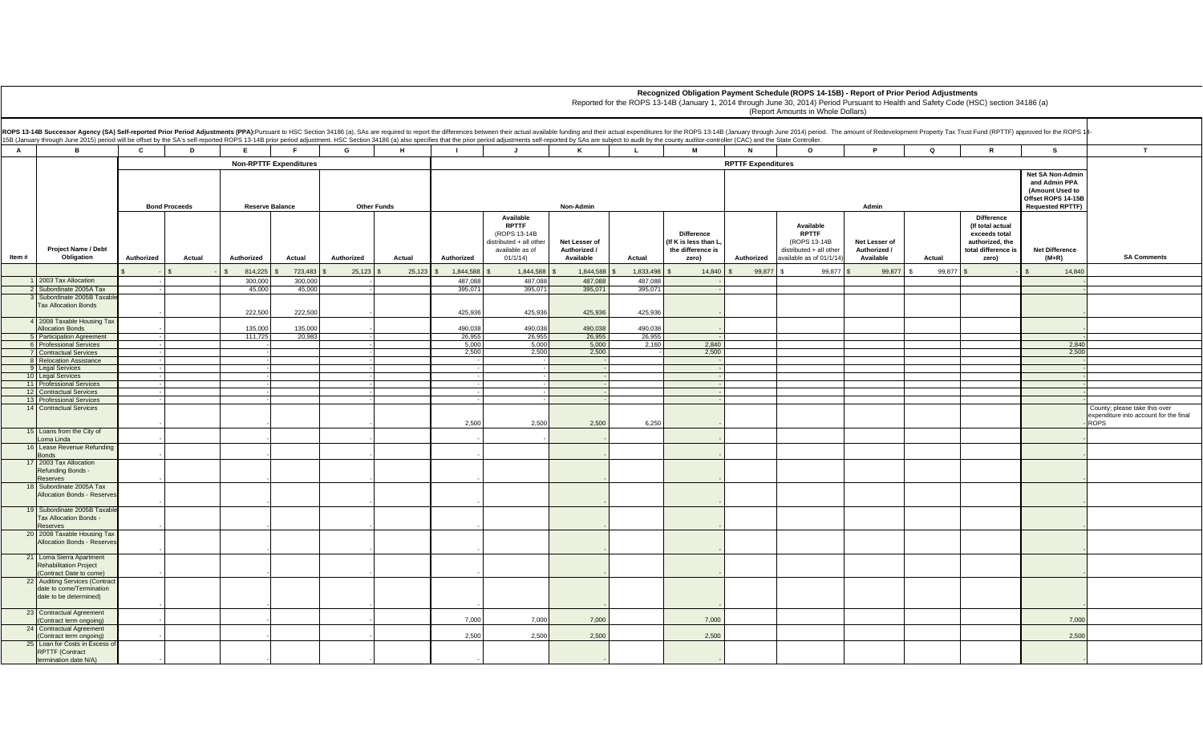# Recognized Obligation Payment Schedule (ROPS 14-15B) - Report of Prior Period Adjustments

Reported for the ROPS 13-14B (January 1, 2014 through June 30, 2014) Period Pursuant to Health and Safety Code (HSC) section 34186 (a)

(Report Amounts in Whole Dollars)

**ROPS 13-14B Successor Agency (SA) Self-reported Prior Period Adjustments (PPA):** Pursuant to HSC Section 34186 (a), SAs are required to report the differences between their actual available funding and their actual expenditures for the ROPS 13-14B (January through June 2014) period. The amount of Redevelopment Property Tax Trust Fund (RPTTF) approved for the ROPS 14-15B (January through June 2015) period will be offset by the SA's self-reported ROPS 13-14B prior period adjustment. HSC Section 34186 (a) also specifies that the prior period adjustments self-reported by SAs are subject to audit by the county auditor-controller (CAC) and the State Controller.

| A | B | C | D | E | F | G | H | I | J | K | L | M | N | O | P | Q | R | S | T |
|---|---|---|---|---|---|---|---|---|---|---|---|---|---|---|---|---|---|---|---|
| | | Non-RPTTF Expenditures | | | | | | RPTTF Expenditures | | | | | | | | | | | |
| | | Bond Proceeds | | Reserve Balance | | Other Funds | | Non-Admin | | | | | Admin | | | | | Net SA Non-Admin and Admin PPA (Amount Used to Offset ROPS 14-15B Requested RPTTF) | |
| Item # | Project Name / Debt Obligation | Authorized | Actual | Authorized | Actual | Authorized | Actual | Authorized | Available RPTTF (ROPS 13-14B distributed + all other available as of 01/1/14) | Net Lesser of Authorized / Available | Actual | Difference (If K is less than L, the difference is zero) | Authorized | Available RPTTF (ROPS 13-14B distributed + all other available as of 01/1/14) | Net Lesser of Authorized / Available | Actual | Difference (If total actual exceeds total authorized, the total difference is zero) | Net Difference (M+R) | SA Comments |
| | | $ - | $ - | $ 814,225 | $ 723,483 | $ 25,123 | $ 25,123 | $ 1,844,588 | $ 1,844,588 | $ 1,844,588 | $ 1,833,498 | $ 14,840 | $ 99,877 | $ 99,877 | $ 99,877 | $ 99,877 | $ - | $ 14,840 | |
| 1 | 2003 Tax Allocation | - | | 300,000 | 300,000 | - | | 487,088 | 487,088 | 487,088 | 487,088 | - | | | | | | - | |
| 2 | Subordinate 2005A Tax | - | | 45,000 | 45,000 | - | | 395,071 | 395,071 | 395,071 | 395,071 | - | | | | | | - | |
| 3 | Subordinate 2005B Taxable Tax Allocation Bonds | - | | 222,500 | 222,500 | - | | 425,936 | 425,936 | 425,936 | 425,936 | - | | | | | | - | |
| 4 | 2008 Taxable Housing Tax Allocation Bonds | - | | 135,000 | 135,000 | - | | 490,038 | 490,038 | 490,038 | 490,038 | - | | | | | | - | |
| 5 | Participation Agreement | - | | 111,725 | 20,983 | - | | 26,955 | 26,955 | 26,955 | 26,955 | - | | | | | | - | |
| 6 | Professional Services | - | | - | | - | | 5,000 | 5,000 | 5,000 | 2,160 | 2,840 | | | | | | 2,840 | |
| 7 | Contractual Services | - | | - | | - | | 2,500 | 2,500 | 2,500 | - | 2,500 | | | | | | 2,500 | |
| 8 | Relocation Assistance | - | | - | | - | | - | - | - | | - | | | | | | - | |
| 9 | Legal Services | - | | - | | - | | - | - | - | | - | | | | | | - | |
| 10 | Legal Services | - | | - | | - | | - | - | - | | - | | | | | | - | |
| 11 | Professional Services | - | | - | | - | | - | - | - | | - | | | | | | - | |
| 12 | Contractual Services | - | | - | | - | | - | - | - | | - | | | | | | - | |
| 13 | Professional Services | - | | - | | - | | - | - | - | | - | | | | | | - | |
| 14 | Contractual Services | - | | - | | - | | 2,500 | 2,500 | 2,500 | 6,250 | - | | | | | | - | County; please take this over expenditure into account for the final ROPS |
| 15 | Loans from the City of Loma Linda | - | | - | | - | | - | - | - | | - | | | | | | - | |
| 16 | Lease Revenue Refunding Bonds | - | | - | | - | | - | | - | | - | | | | | | - | |
| 17 | 2003 Tax Allocation Refunding Bonds - Reserves | - | | - | | - | | - | | - | | - | | | | | | - | |
| 18 | Subordinate 2005A Tax Allocation Bonds - Reserves | - | | - | | - | | - | | - | | - | | | | | | - | |
| 19 | Subordinate 2005B Taxable Tax Allocation Bonds - Reserves | - | | - | | - | | - | | - | | - | | | | | | - | |
| 20 | 2008 Taxable Housing Tax Allocation Bonds - Reserves | - | | - | | - | | - | | - | | - | | | | | | - | |
| 21 | Loma Sierra Apartment Rehabilitation Project (Contract Date to come) | - | | - | | - | | - | | - | | - | | | | | | - | |
| 22 | Auditing Services (Contract date to come/Termination date to be determined) | - | | - | | - | | - | | - | | - | | | | | | - | |
| 23 | Contractual Agreement (Contract term ongoing) | - | | - | | - | | 7,000 | 7,000 | 7,000 | | 7,000 | | | | | | 7,000 | |
| 24 | Contractual Agreement (Contract term ongoing) | - | | - | | - | | 2,500 | 2,500 | 2,500 | | 2,500 | | | | | | 2,500 | |
| 25 | Loan for Costs in Excess of RPTTF (Contract termination date N/A) | - | | - | | - | | - | | - | | - | | | | | | - | |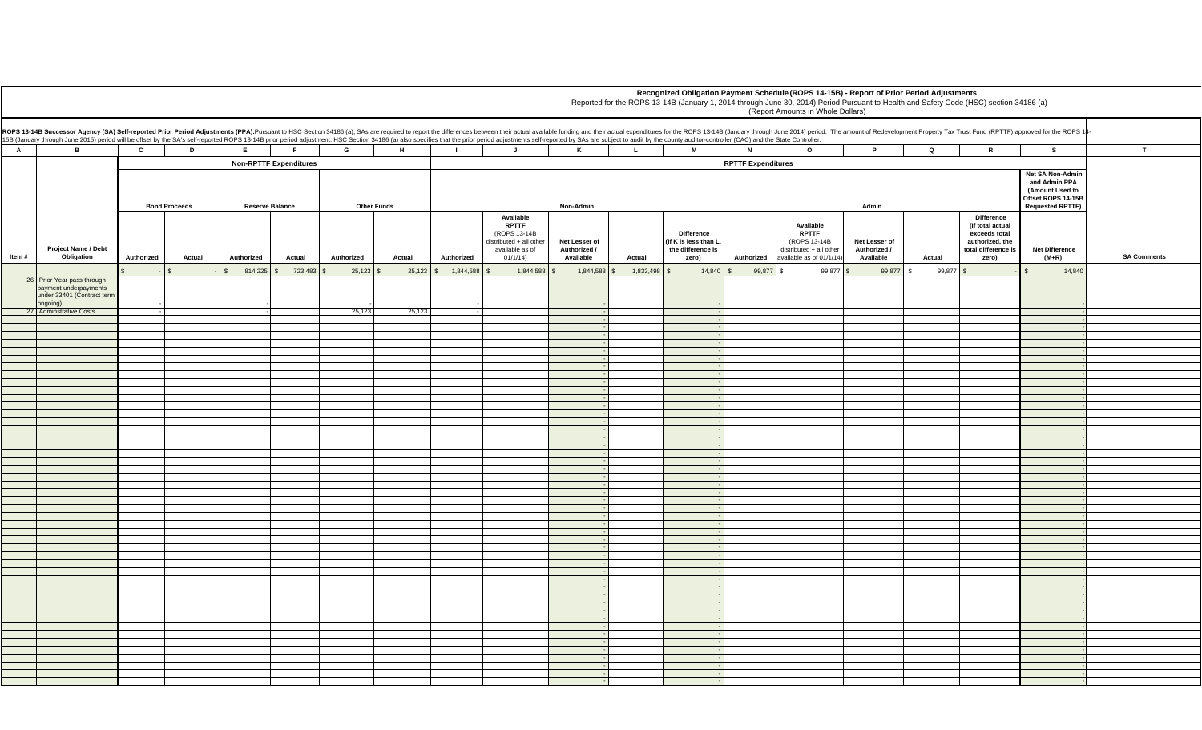## Recognized Obligation Payment Schedule (ROPS 14-15B) - Report of Prior Period Adjustments

Reported for the ROPS 13-14B (January 1, 2014 through June 30, 2014) Period Pursuant to Health and Safety Code (HSC) section 34186 (a)

(Report Amounts in Whole Dollars)

**ROPS 13-14B Successor Agency (SA) Self-reported Prior Period Adjustments (PPA):** Pursuant to HSC Section 34186 (a), SAs are required to report the differences between their actual available funding and their actual expenditures for the ROPS 13-14B (January through June 2014) period. The amount of Redevelopment Property Tax Trust Fund (RPTTF) approved for the ROPS 14-15B (January through June 2015) period will be offset by the SA's self-reported ROPS 13-14B prior period adjustment. HSC Section 34186 (a) also specifies that the prior period adjustments self-reported by SAs are subject to audit by the county auditor-controller (CAC) and the State Controller.

| A | B | C | D | E | F | G | H | I | J | K | L | M | N | O | P | Q | R | S | T |
|---|---|---|---|---|---|---|---|---|---|---|---|---|---|---|---|---|---|---|---|
| | | Non-RPTTF Expenditures | | | | | | RPTTF Expenditures | | | | | | | | | | | |
| | | Bond Proceeds | | Reserve Balance | | Other Funds | | Non-Admin | | | | | Admin | | | | | Net SA Non-Admin and Admin PPA (Amount Used to Offset ROPS 14-15B Requested RPTTF) | |
| Item # | Project Name / Debt Obligation | Authorized | Actual | Authorized | Actual | Authorized | Actual | Authorized | Available RPTTF (ROPS 13-14B distributed + all other available as of 01/1/14) | Net Lesser of Authorized / Available | Actual | Difference (If K is less than L, the difference is zero) | Authorized | Available RPTTF (ROPS 13-14B distributed + all other available as of 01/1/14) | Net Lesser of Authorized / Available | Actual | Difference (If total actual exceeds total authorized, the total difference is zero) | Net Difference (M+R) | SA Comments |
| | | $ - | $ - | $ 814,225 | $ 723,483 | $ 25,123 | $ 25,123 | $ 1,844,588 | $ 1,844,588 | $ 1,844,588 | $ 1,833,498 | $ 14,840 | $ 99,877 | $ 99,877 | $ 99,877 | $ 99,877 | $ - | $ 14,840 | |
| 26 | Prior Year pass through payment underpayments under 33401 (Contract term ongoing) | - | | - | | - | | - | | - | | - | | | | | | - | |
| 27 | Adminstrative Costs | - | | - | | 25,123 | 25,123 | - | | - | | - | | | | | | - | |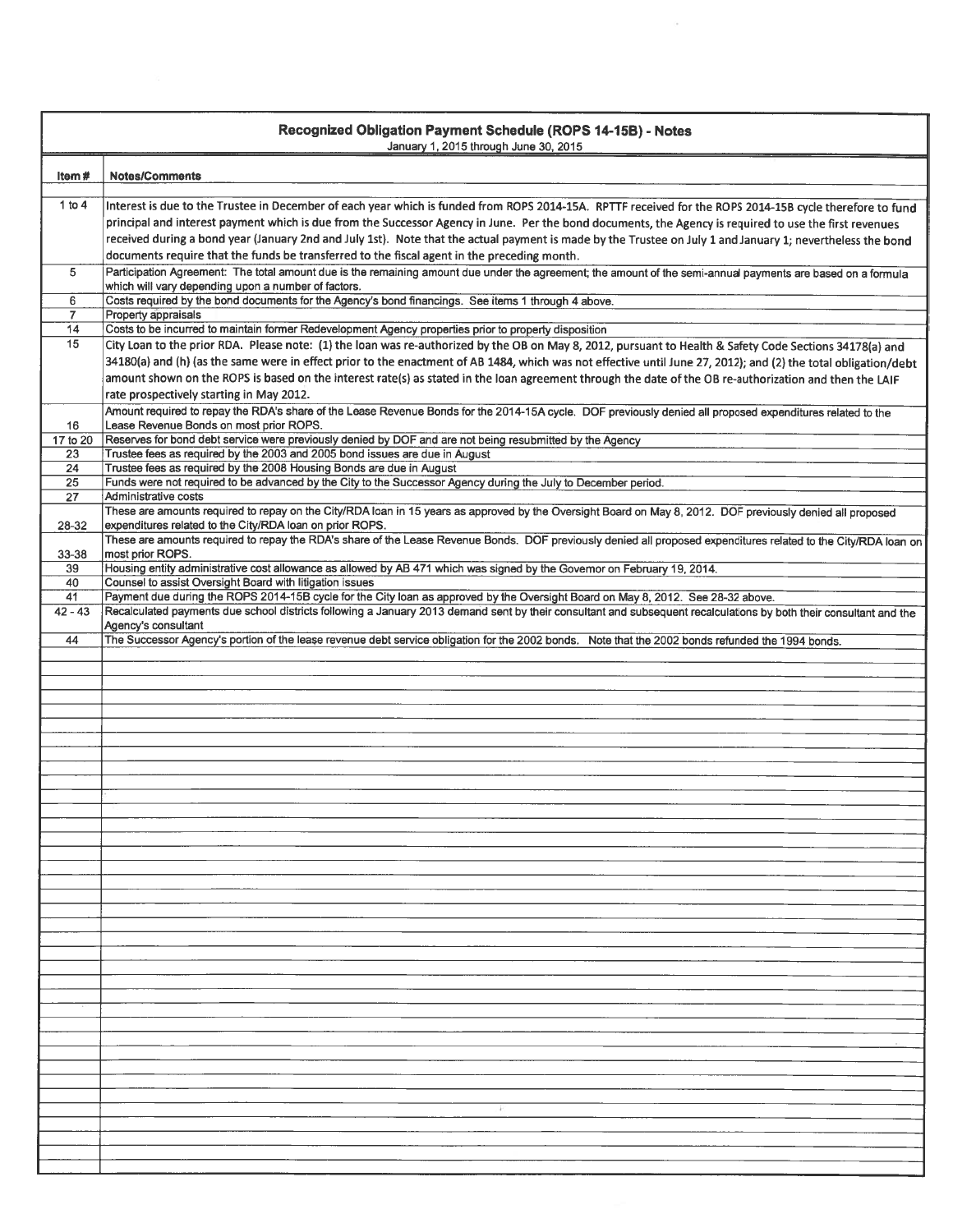# Recognized Obligation Payment Schedule (ROPS 14-15B) - Notes

January 1, 2015 through June 30, 2015

| Item # | Notes/Comments |
|---|---|
| 1 to 4 | Interest is due to the Trustee in December of each year which is funded from ROPS 2014-15A. RPTTF received for the ROPS 2014-15B cycle therefore to fund principal and interest payment which is due from the Successor Agency in June. Per the bond documents, the Agency is required to use the first revenues received during a bond year (January 2nd and July 1st). Note that the actual payment is made by the Trustee on July 1 and January 1; nevertheless the bond documents require that the funds be transferred to the fiscal agent in the preceding month. |
| 5 | Participation Agreement: The total amount due is the remaining amount due under the agreement; the amount of the semi-annual payments are based on a formula which will vary depending upon a number of factors. |
| 6 | Costs required by the bond documents for the Agency's bond financings. See items 1 through 4 above. |
| 7 | Property appraisals |
| 14 | Costs to be incurred to maintain former Redevelopment Agency properties prior to property disposition |
| 15 | City Loan to the prior RDA. Please note: (1) the loan was re-authorized by the OB on May 8, 2012, pursuant to Health & Safety Code Sections 34178(a) and 34180(a) and (h) (as the same were in effect prior to the enactment of AB 1484, which was not effective until June 27, 2012); and (2) the total obligation/debt amount shown on the ROPS is based on the interest rate(s) as stated in the loan agreement through the date of the OB re-authorization and then the LAIF rate prospectively starting in May 2012. |
| 16 | Amount required to repay the RDA's share of the Lease Revenue Bonds for the 2014-15A cycle. DOF previously denied all proposed expenditures related to the Lease Revenue Bonds on most prior ROPS. |
| 17 to 20 | Reserves for bond debt service were previously denied by DOF and are not being resubmitted by the Agency |
| 23 | Trustee fees as required by the 2003 and 2005 bond issues are due in August |
| 24 | Trustee fees as required by the 2008 Housing Bonds are due in August |
| 25 | Funds were not required to be advanced by the City to the Successor Agency during the July to December period. |
| 27 | Administrative costs |
| 28-32 | These are amounts required to repay on the City/RDA loan in 15 years as approved by the Oversight Board on May 8, 2012. DOF previously denied all proposed expenditures related to the City/RDA loan on prior ROPS. |
| 33-38 | These are amounts required to repay the RDA's share of the Lease Revenue Bonds. DOF previously denied all proposed expenditures related to the City/RDA loan on most prior ROPS. |
| 39 | Housing entity administrative cost allowance as allowed by AB 471 which was signed by the Governor on February 19, 2014. |
| 40 | Counsel to assist Oversight Board with litigation issues |
| 41 | Payment due during the ROPS 2014-15B cycle for the City loan as approved by the Oversight Board on May 8, 2012. See 28-32 above. |
| 42 - 43 | Recalculated payments due school districts following a January 2013 demand sent by their consultant and subsequent recalculations by both their consultant and the Agency's consultant |
| 44 | The Successor Agency's portion of the lease revenue debt service obligation for the 2002 bonds. Note that the 2002 bonds refunded the 1994 bonds. |